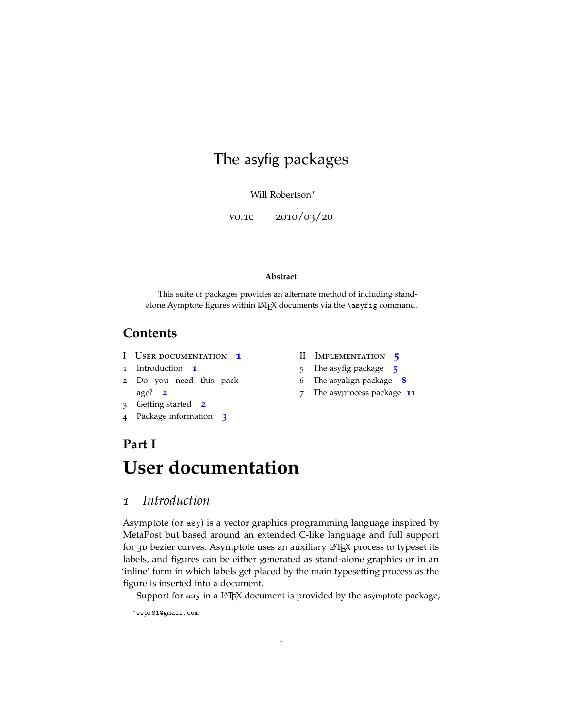# The asyfig packages

Will Robertson*

v0.1c 2010/03/20

**Abstract**

This suite of packages provides an alternate method of including stand-alone Aymptote figures within LaTeX documents via the `\asyfig` command.

## Contents

- I User documentation 1
  - 1 Introduction 1
  - 2 Do you need this package? 2
  - 3 Getting started 2
  - 4 Package information 3
- II Implementation 5
  - 5 The asyfig package 5
  - 6 The asyalign package 8
  - 7 The asyprocess package 11

# Part I User documentation

## 1 Introduction

Asymptote (or `asy`) is a vector graphics programming language inspired by MetaPost but based around an extended C-like language and full support for 3D bezier curves. Asymptote uses an auxiliary LaTeX process to typeset its labels, and figures can be either generated as stand-alone graphics or in an 'inline' form in which labels get placed by the main typesetting process as the figure is inserted into a document.

Support for `asy` in a LaTeX document is provided by the asymptote package,

*wspr81@gmail.com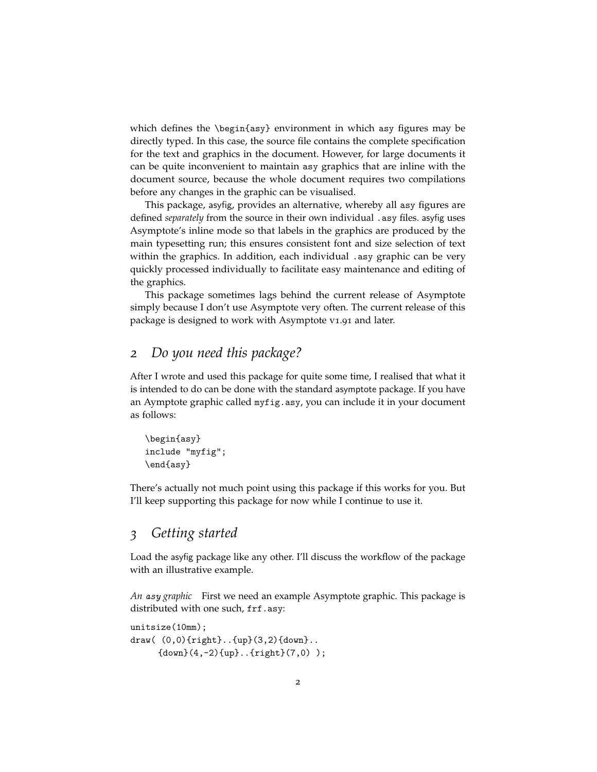which defines the `\begin{asy}` environment in which `asy` figures may be directly typed. In this case, the source file contains the complete specification for the text and graphics in the document. However, for large documents it can be quite inconvenient to maintain `asy` graphics that are inline with the document source, because the whole document requires two compilations before any changes in the graphic can be visualised.

This package, asyfig, provides an alternative, whereby all `asy` figures are defined *separately* from the source in their own individual `.asy` files. asyfig uses Asymptote's inline mode so that labels in the graphics are produced by the main typesetting run; this ensures consistent font and size selection of text within the graphics. In addition, each individual `.asy` graphic can be very quickly processed individually to facilitate easy maintenance and editing of the graphics.

This package sometimes lags behind the current release of Asymptote simply because I don't use Asymptote very often. The current release of this package is designed to work with Asymptote v1.91 and later.

## 2 *Do you need this package?*

After I wrote and used this package for quite some time, I realised that what it is intended to do can be done with the standard asymptote package. If you have an Aymptote graphic called `myfig.asy`, you can include it in your document as follows:

```
\begin{asy}
include "myfig";
\end{asy}
```

There's actually not much point using this package if this works for you. But I'll keep supporting this package for now while I continue to use it.

## 3 *Getting started*

Load the asyfig package like any other. I'll discuss the workflow of the package with an illustrative example.

*An asy graphic* First we need an example Asymptote graphic. This package is distributed with one such, `frf.asy`:

```
unitsize(10mm);
draw( (0,0){right}..{up}(3,2){down}..
      {down}(4,-2){up}..{right}(7,0) );
```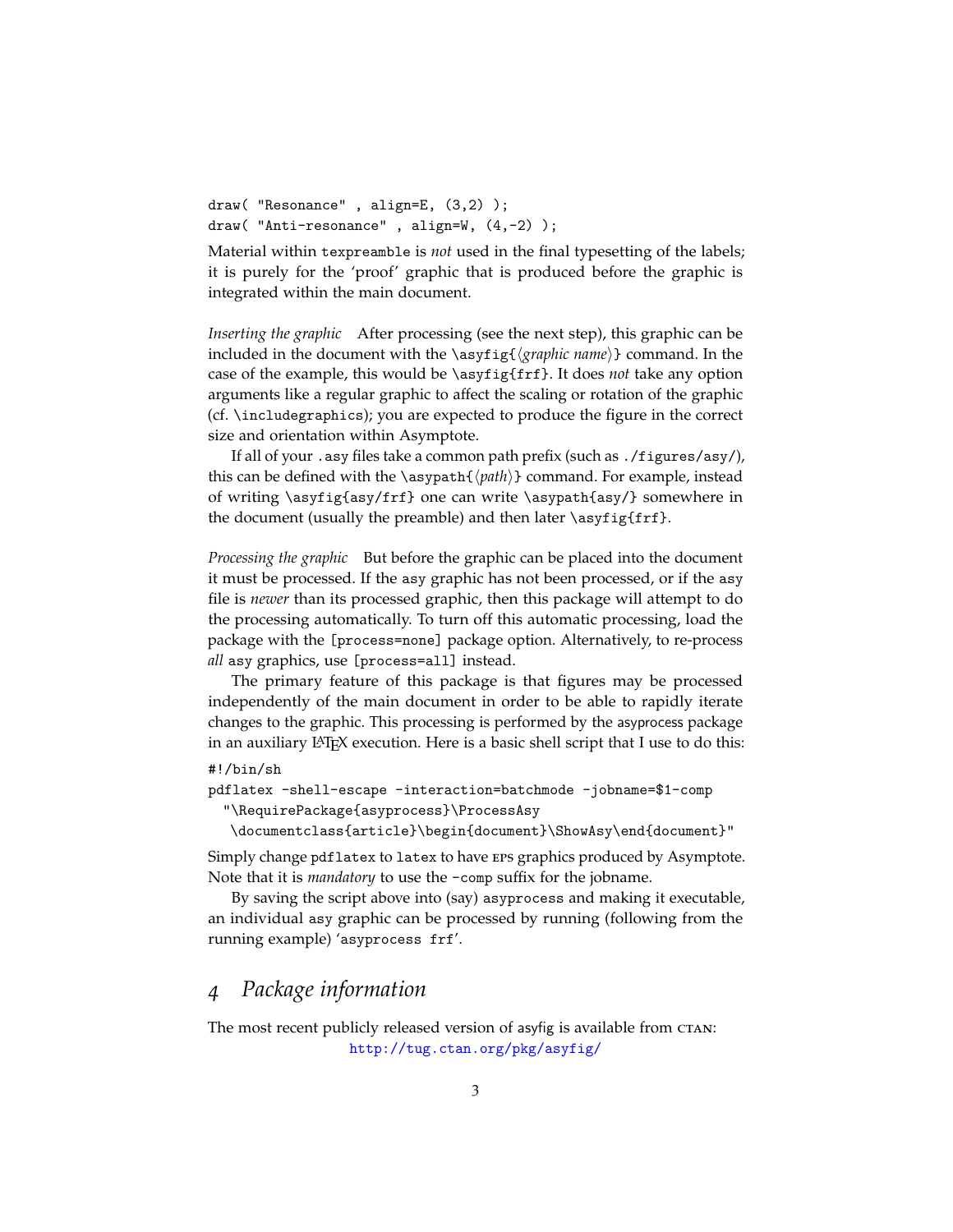```
draw( "Resonance" , align=E, (3,2) );
draw( "Anti-resonance" , align=W, (4,-2) );
```

Material within `texpreamble` is *not* used in the final typesetting of the labels; it is purely for the 'proof' graphic that is produced before the graphic is integrated within the main document.

*Inserting the graphic* After processing (see the next step), this graphic can be included in the document with the `\asyfig{`⟨*graphic name*⟩`}` command. In the case of the example, this would be `\asyfig{frf}`. It does *not* take any option arguments like a regular graphic to affect the scaling or rotation of the graphic (cf. `\includegraphics`); you are expected to produce the figure in the correct size and orientation within Asymptote.

If all of your `.asy` files take a common path prefix (such as `./figures/asy/`), this can be defined with the `\asypath{`⟨*path*⟩`}` command. For example, instead of writing `\asyfig{asy/frf}` one can write `\asypath{asy/}` somewhere in the document (usually the preamble) and then later `\asyfig{frf}`.

*Processing the graphic* But before the graphic can be placed into the document it must be processed. If the `asy` graphic has not been processed, or if the `asy` file is *newer* than its processed graphic, then this package will attempt to do the processing automatically. To turn off this automatic processing, load the package with the `[process=none]` package option. Alternatively, to re-process *all* `asy` graphics, use `[process=all]` instead.

The primary feature of this package is that figures may be processed independently of the main document in order to be able to rapidly iterate changes to the graphic. This processing is performed by the asyprocess package in an auxiliary LaTeX execution. Here is a basic shell script that I use to do this:

```
#!/bin/sh
pdflatex -shell-escape -interaction=batchmode -jobname=$1-comp
  "\RequirePackage{asyprocess}\ProcessAsy
   \documentclass{article}\begin{document}\ShowAsy\end{document}"
```

Simply change `pdflatex` to `latex` to have EPS graphics produced by Asymptote. Note that it is *mandatory* to use the `-comp` suffix for the jobname.

By saving the script above into (say) `asyprocess` and making it executable, an individual `asy` graphic can be processed by running (following from the running example) '`asyprocess frf`'.

## 4 *Package information*

The most recent publicly released version of asyfig is available from CTAN:

http://tug.ctan.org/pkg/asyfig/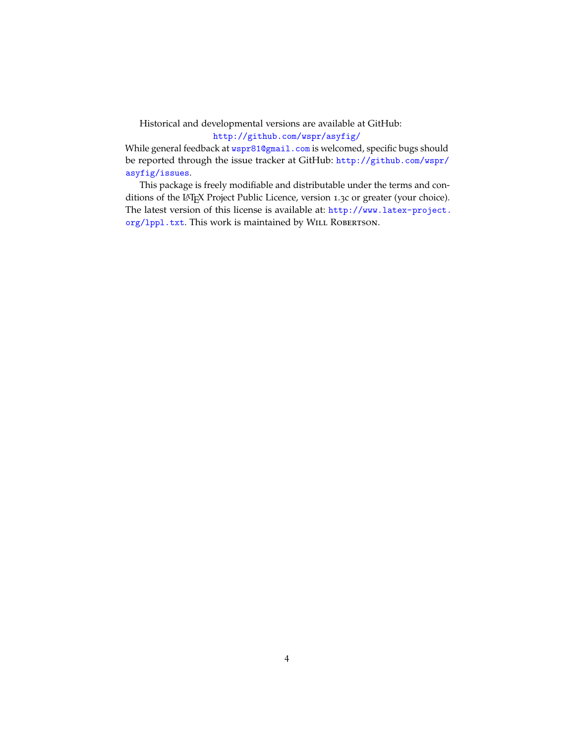Historical and developmental versions are available at GitHub:

http://github.com/wspr/asyfig/

While general feedback at wspr81@gmail.com is welcomed, specific bugs should be reported through the issue tracker at GitHub: http://github.com/wspr/asyfig/issues.

This package is freely modifiable and distributable under the terms and conditions of the LaTeX Project Public Licence, version 1.3c or greater (your choice). The latest version of this license is available at: http://www.latex-project.org/lppl.txt. This work is maintained by Will Robertson.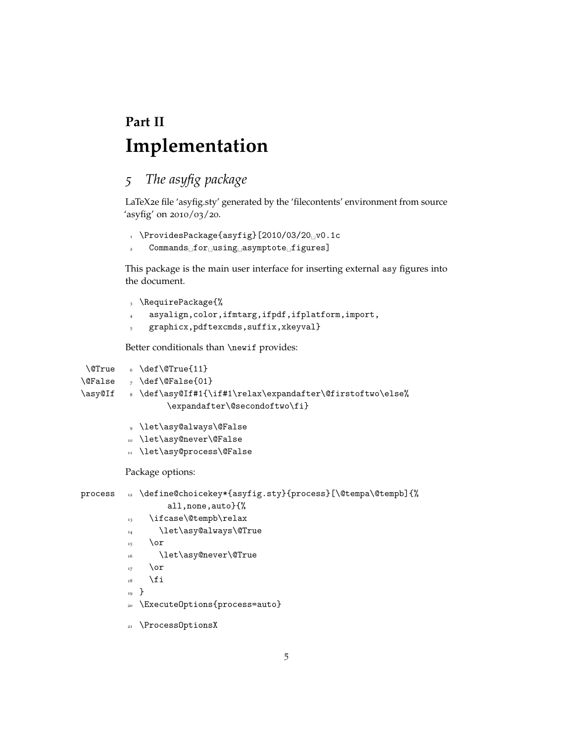# Part II

# Implementation

## 5 *The asyfig package*

LaTeX2e file 'asyfig.sty' generated by the 'filecontents' environment from source 'asyfig' on 2010/03/20.

```
\ProvidesPackage{asyfig}[2010/03/20 v0.1c
  Commands for using asymptote figures]
```

This package is the main user interface for inserting external asy figures into the document.

```
\RequirePackage{%
  asyalign,color,ifmtarg,ifpdf,ifplatform,import,
  graphicx,pdftexcmds,suffix,xkeyval}
```

Better conditionals than \newif provides:

\@True \@False \asy@If

```
\def\@True{11}
\def\@False{01}
\def\asy@If#1{\if#1\relax\expandafter\@firstoftwo\else%
    \expandafter\@secondoftwo\fi}
```

```
\let\asy@always\@False
\let\asy@never\@False
\let\asy@process\@False
```

Package options:

process

```
\define@choicekey*{asyfig.sty}{process}[\@tempa\@tempb]{%
    all,none,auto}{%
  \ifcase\@tempb\relax
    \let\asy@always\@True
  \or
    \let\asy@never\@True
  \or
  \fi
}
\ExecuteOptions{process=auto}
```

```
\ProcessOptionsX
```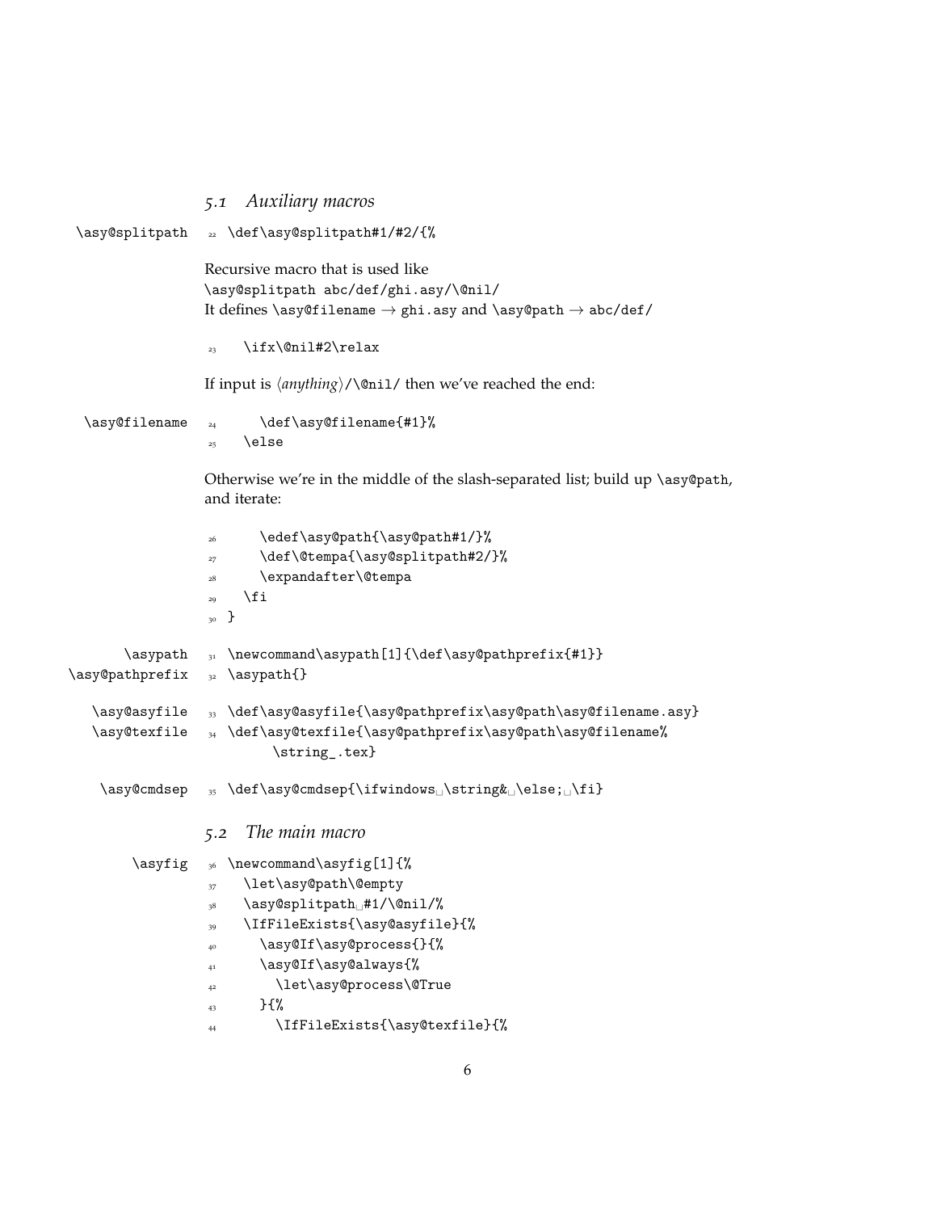## 5.1 Auxiliary macros

\asy@splitpath

```
22 \def\asy@splitpath#1/#2/{%
```

Recursive macro that is used like
\asy@splitpath abc/def/ghi.asy/\@nil/
It defines \asy@filename → ghi.asy and \asy@path → abc/def/

```
23   \ifx\@nil#2\relax
```

If input is ⟨*anything*⟩/\@nil/ then we've reached the end:

\asy@filename

```
24     \def\asy@filename{#1}%
25   \else
```

Otherwise we're in the middle of the slash-separated list; build up \asy@path, and iterate:

```
26     \edef\asy@path{\asy@path#1/}%
27     \def\@tempa{\asy@splitpath#2/}%
28     \expandafter\@tempa
29   \fi
30 }
```

\asypath
\asy@pathprefix

```
31 \newcommand\asypath[1]{\def\asy@pathprefix{#1}}
32 \asypath{}
```

\asy@asyfile
\asy@texfile

```
33 \def\asy@asyfile{\asy@pathprefix\asy@path\asy@filename.asy}
34 \def\asy@texfile{\asy@pathprefix\asy@path\asy@filename%
       \string_.tex}
```

\asy@cmdsep

```
35 \def\asy@cmdsep{\ifwindows␣\string&␣\else;␣\fi}
```

## 5.2 The main macro

\asyfig

```
36 \newcommand\asyfig[1]{%
37   \let\asy@path\@empty
38   \asy@splitpath␣#1/\@nil/%
39   \IfFileExists{\asy@asyfile}{%
40     \asy@If\asy@process{}{%
41     \asy@If\asy@always{%
42       \let\asy@process\@True
43     }{%
44       \IfFileExists{\asy@texfile}{%
```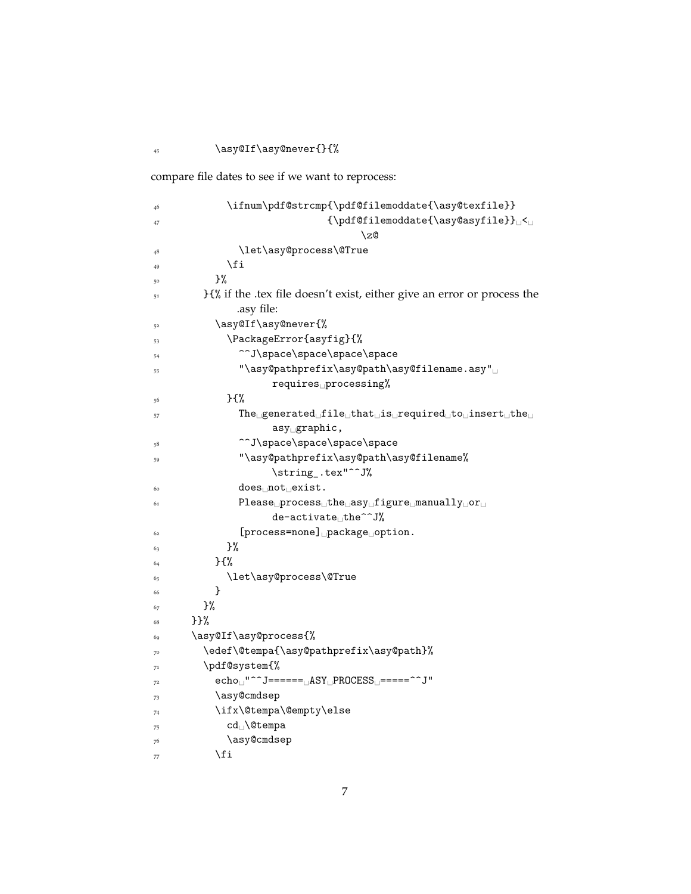```
45          \asy@If\asy@never{}{%
```

compare file dates to see if we want to reprocess:

```
46            \ifnum\pdf@strcmp{\pdf@filemoddate{\asy@texfile}}
47                             {\pdf@filemoddate{\asy@asyfile}} <
                                       \z@
48              \let\asy@process\@True
49            \fi
50          }%
51        }{% if the .tex file doesn't exist, either give an error or process the
              .asy file:
52          \asy@If\asy@never{%
53            \PackageError{asyfig}{%
54              ^^J\space\space\space\space
55              "\asy@pathprefix\asy@path\asy@filename.asy"
                    requires processing%
56            }{%
57              The generated file that is required to insert the
                    asy graphic,
58              ^^J\space\space\space\space
59              "\asy@pathprefix\asy@path\asy@filename%
                    \string_.tex"^^J%
60              does not exist.
61              Please process the asy figure manually or
                    de-activate the^^J%
62              [process=none] package option.
63            }%
64          }{%
65            \let\asy@process\@True
66          }
67        }%
68      }}%
69      \asy@If\asy@process{%
70        \edef\@tempa{\asy@pathprefix\asy@path}%
71        \pdf@system{%
72          echo "^^J====== ASY PROCESS =====^^J"
73          \asy@cmdsep
74          \ifx\@tempa\@empty\else
75            cd \@tempa
76            \asy@cmdsep
77          \fi
```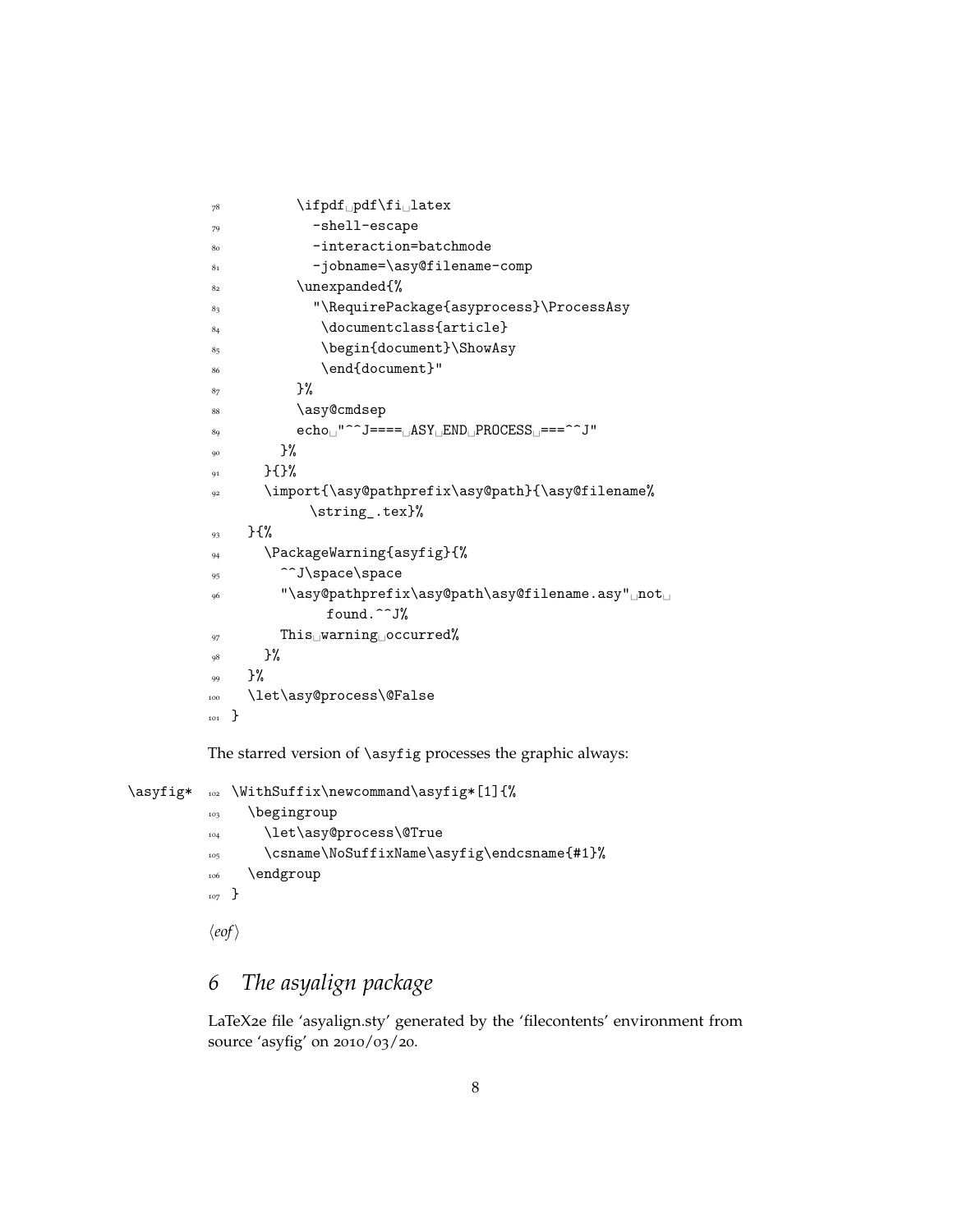```
78          \ifpdf pdf\fi latex
79            -shell-escape
80            -interaction=batchmode
81            -jobname=\asy@filename-comp
82          \unexpanded{%
83            "\RequirePackage{asyprocess}\ProcessAsy
84             \documentclass{article}
85             \begin{document}\ShowAsy
86             \end{document}"
87          }%
88          \asy@cmdsep
89          echo "^^J==== ASY END PROCESS ===^^J"
90        }%
91      }{}%
92      \import{\asy@pathprefix\asy@path}{\asy@filename%
          \string_.tex}%
93    }{%
94      \PackageWarning{asyfig}{%
95        ^^J\space\space
96        "\asy@pathprefix\asy@path\asy@filename.asy" not 
            found.^^J%
97        This warning occurred%
98      }%
99    }%
100   \let\asy@process\@False
101 }
```

The starred version of `\asyfig` processes the graphic always:

`\asyfig*`

```
102 \WithSuffix\newcommand\asyfig*[1]{%
103   \begingroup
104     \let\asy@process\@True
105     \csname\NoSuffixName\asyfig\endcsname{#1}%
106   \endgroup
107 }
```

⟨*eof*⟩

# 6 *The asyalign package*

LaTeX2e file 'asyalign.sty' generated by the 'filecontents' environment from source 'asyfig' on 2010/03/20.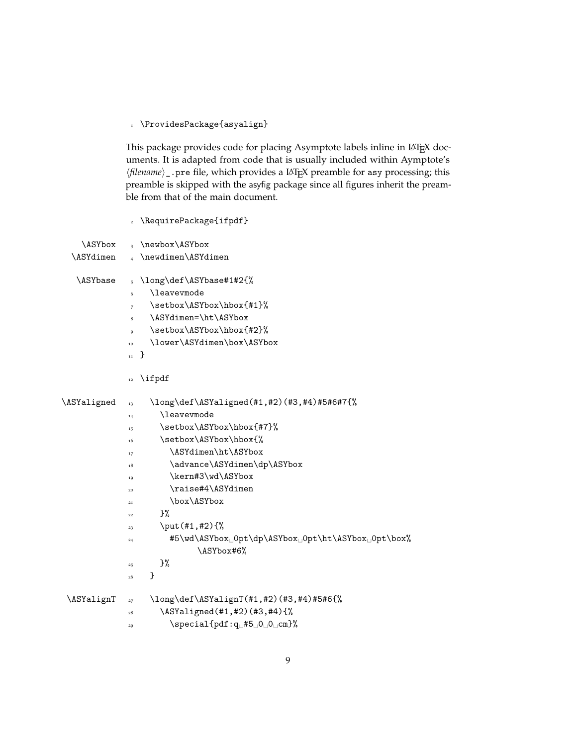```
1 \ProvidesPackage{asyalign}
```

This package provides code for placing Asymptote labels inline in LaTeX documents. It is adapted from code that is usually included within Aymptote's ⟨*filename*⟩_.pre file, which provides a LaTeX preamble for asy processing; this preamble is skipped with the asyfig package since all figures inherit the preamble from that of the main document.

```
2 \RequirePackage{ifpdf}
```

\ASYbox
\ASYdimen

```
3 \newbox\ASYbox
4 \newdimen\ASYdimen
```

\ASYbase

```
5 \long\def\ASYbase#1#2{%
6   \leavevmode
7   \setbox\ASYbox\hbox{#1}%
8   \ASYdimen=\ht\ASYbox
9   \setbox\ASYbox\hbox{#2}%
10  \lower\ASYdimen\box\ASYbox
11 }
```

```
12 \ifpdf
```

\ASYaligned

```
13   \long\def\ASYaligned(#1,#2)(#3,#4)#5#6#7{%
14     \leavevmode
15     \setbox\ASYbox\hbox{#7}%
16     \setbox\ASYbox\hbox{%
17       \ASYdimen\ht\ASYbox
18       \advance\ASYdimen\dp\ASYbox
19       \kern#3\wd\ASYbox
20       \raise#4\ASYdimen
21       \box\ASYbox
22     }%
23     \put(#1,#2){%
24       #5\wd\ASYbox 0pt\dp\ASYbox 0pt\ht\ASYbox 0pt\box%
             \ASYbox#6%
25     }%
26   }
```

\ASYalignT

```
27   \long\def\ASYalignT(#1,#2)(#3,#4)#5#6{%
28     \ASYaligned(#1,#2)(#3,#4){%
29       \special{pdf:q #5 0 0 cm}%
```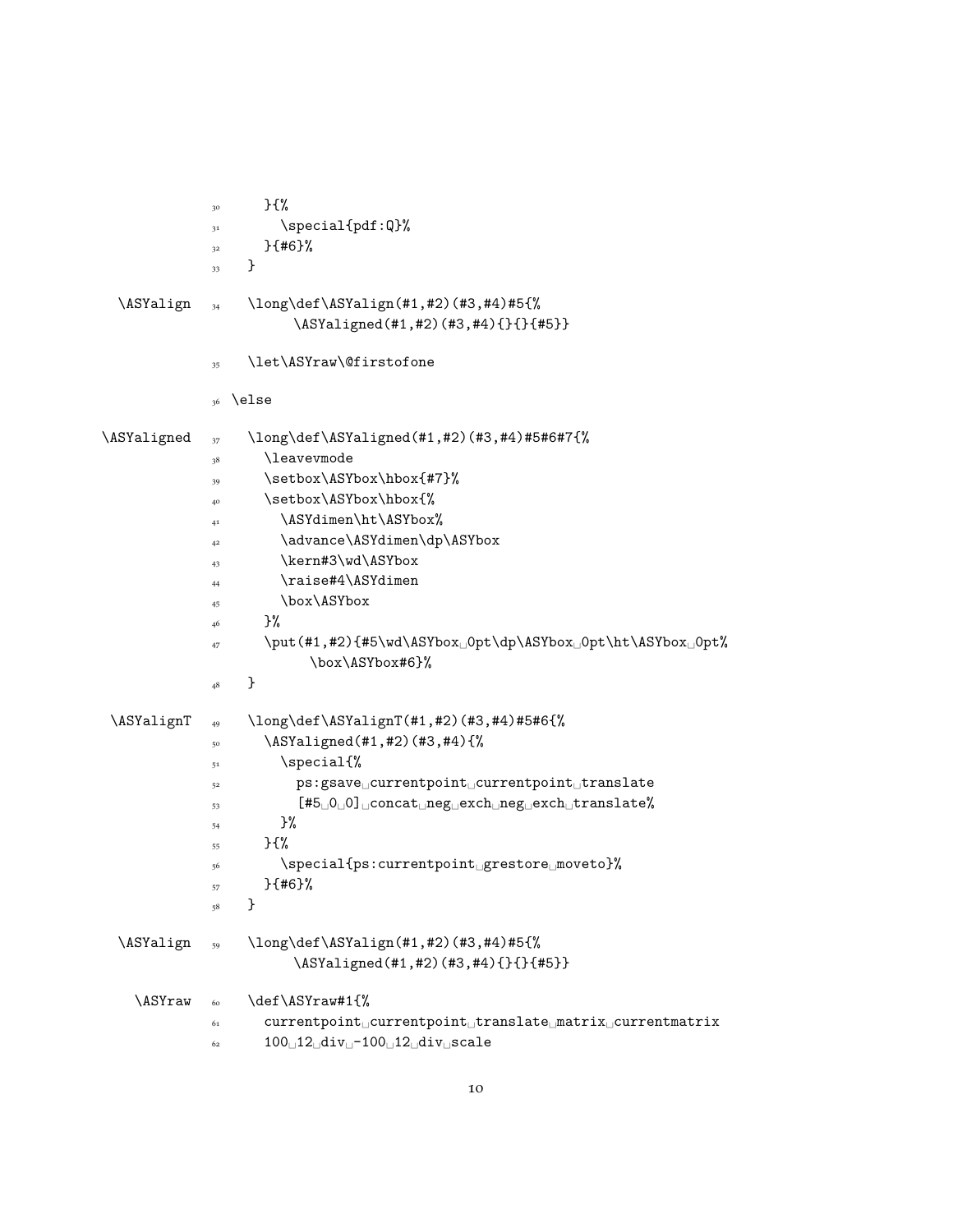```
30      }{%
31        \special{pdf:Q}%
32      }{#6}%
33    }
```

\ASYalign

```
34    \long\def\ASYalign(#1,#2)(#3,#4)#5{%
        \ASYaligned(#1,#2)(#3,#4){}{}{#5}}
35    \let\ASYraw\@firstofone
36  \else
```

\ASYaligned

```
37    \long\def\ASYaligned(#1,#2)(#3,#4)#5#6#7{%
38      \leavevmode
39      \setbox\ASYbox\hbox{#7}%
40      \setbox\ASYbox\hbox{%
41        \ASYdimen\ht\ASYbox%
42        \advance\ASYdimen\dp\ASYbox
43        \kern#3\wd\ASYbox
44        \raise#4\ASYdimen
45        \box\ASYbox
46      }%
47      \put(#1,#2){#5\wd\ASYbox 0pt\dp\ASYbox 0pt\ht\ASYbox 0pt%
          \box\ASYbox#6}%
48    }
```

\ASYalignT

```
49    \long\def\ASYalignT(#1,#2)(#3,#4)#5#6{%
50      \ASYaligned(#1,#2)(#3,#4){%
51        \special{%
52          ps:gsave currentpoint currentpoint translate
53          [#5 0 0] concat neg exch neg exch translate%
54        }%
55      }{%
56        \special{ps:currentpoint grestore moveto}%
57      }{#6}%
58    }
```

\ASYalign

```
59    \long\def\ASYalign(#1,#2)(#3,#4)#5{%
        \ASYaligned(#1,#2)(#3,#4){}{}{#5}}
```

\ASYraw

```
60    \def\ASYraw#1{%
61      currentpoint currentpoint translate matrix currentmatrix
62      100 12 div -100 12 div scale
```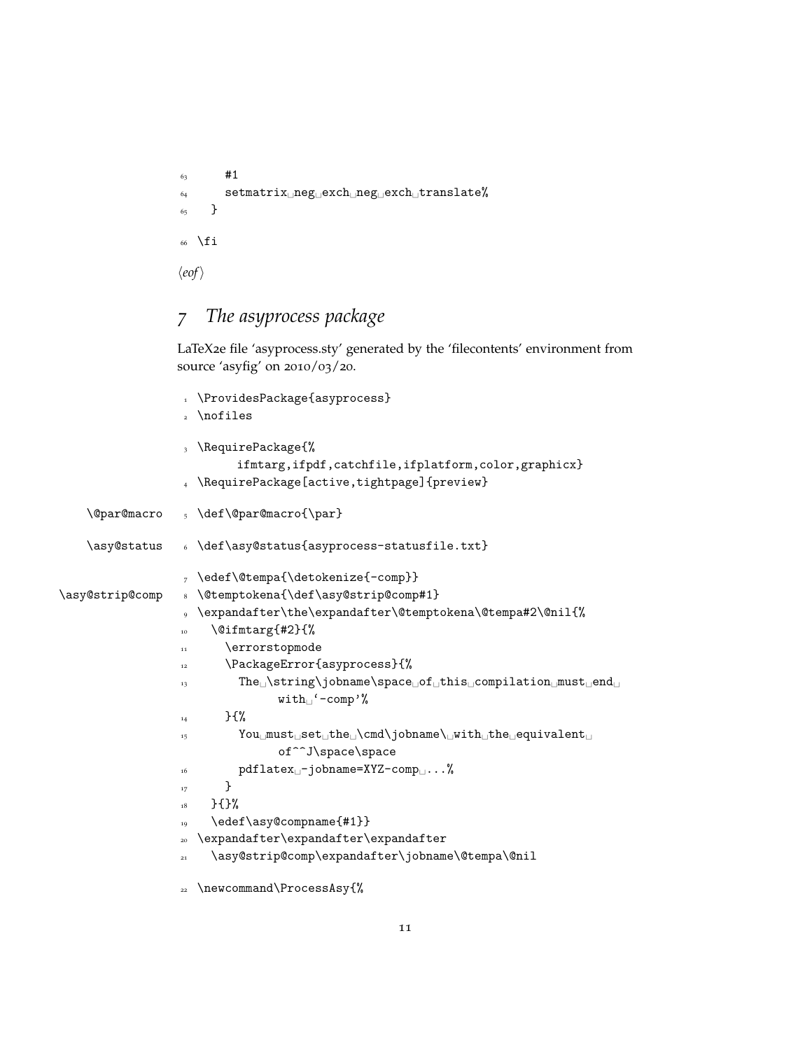```
63      #1
64      setmatrix neg exch neg exch translate%
65    }
66  \fi
```

⟨*eof*⟩

## *7 The asyprocess package*

LaTeX2e file 'asyprocess.sty' generated by the 'filecontents' environment from source 'asyfig' on 2010/03/20.

```
1  \ProvidesPackage{asyprocess}
2  \nofiles
3  \RequirePackage{%
       ifmtarg,ifpdf,catchfile,ifplatform,color,graphicx}
4  \RequirePackage[active,tightpage]{preview}
```

\@par@macro

```
5  \def\@par@macro{\par}
```

\asy@status

```
6  \def\asy@status{asyprocess-statusfile.txt}
7  \edef\@tempa{\detokenize{-comp}}
```

\asy@strip@comp

```
8  \@temptokena{\def\asy@strip@comp#1}
9  \expandafter\the\expandafter\@temptokena\@tempa#2\@nil{%
10   \@ifmtarg{#2}{%
11     \errorstopmode
12     \PackageError{asyprocess}{%
13       The \string\jobname\space of this compilation must end 
             with '-comp'%
14     }{%
15       You must set the \cmd\jobname\ with the equivalent 
             of^^J\space\space
16       pdflatex -jobname=XYZ-comp ...%
17     }
18   }{}%
19   \edef\asy@compname{#1}}
20 \expandafter\expandafter\expandafter
21   \asy@strip@comp\expandafter\jobname\@tempa\@nil
22 \newcommand\ProcessAsy{%
```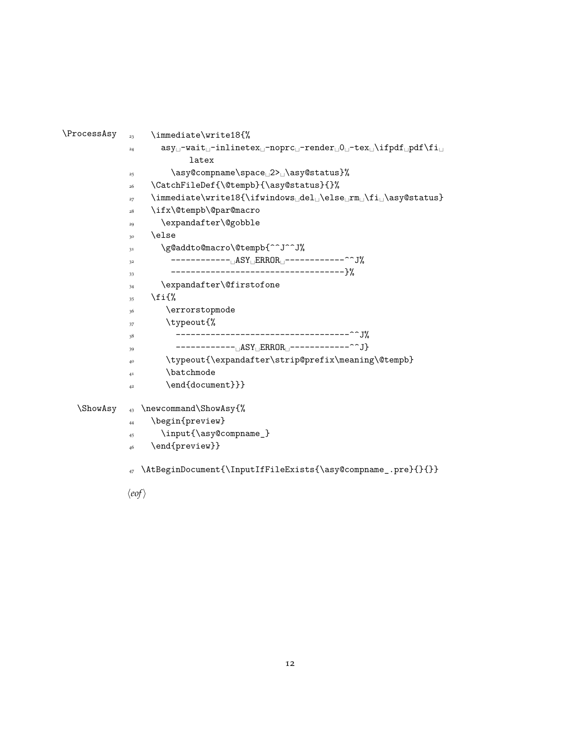\ProcessAsy

```
23    \immediate\write18{%
24      asy -wait -inlinetex -noprc -render 0 -tex \ifpdf pdf\fi 
          latex
25        \asy@compname\space 2> \asy@status}%
26    \CatchFileDef{\@tempb}{\asy@status}{}%
27    \immediate\write18{\ifwindows del \else rm \fi \asy@status}
28    \ifx\@tempb\@par@macro
29      \expandafter\@gobble
30    \else
31      \g@addto@macro\@tempb{^^J^^J%
32        ------------ ASY ERROR ------------^^J%
33        -----------------------------------}%
34      \expandafter\@firstofone
35    \fi{%
36       \errorstopmode
37       \typeout{%
38         -----------------------------------^^J%
39         ------------ ASY ERROR ------------^^J}
40       \typeout{\expandafter\strip@prefix\meaning\@tempb}
41       \batchmode
42       \end{document}}}
```

\ShowAsy

```
43  \newcommand\ShowAsy{%
44    \begin{preview}
45      \input{\asy@compname_}
46    \end{preview}}
```

```
47  \AtBeginDocument{\InputIfFileExists{\asy@compname_.pre}{}{}}
```

⟨*eof*⟩